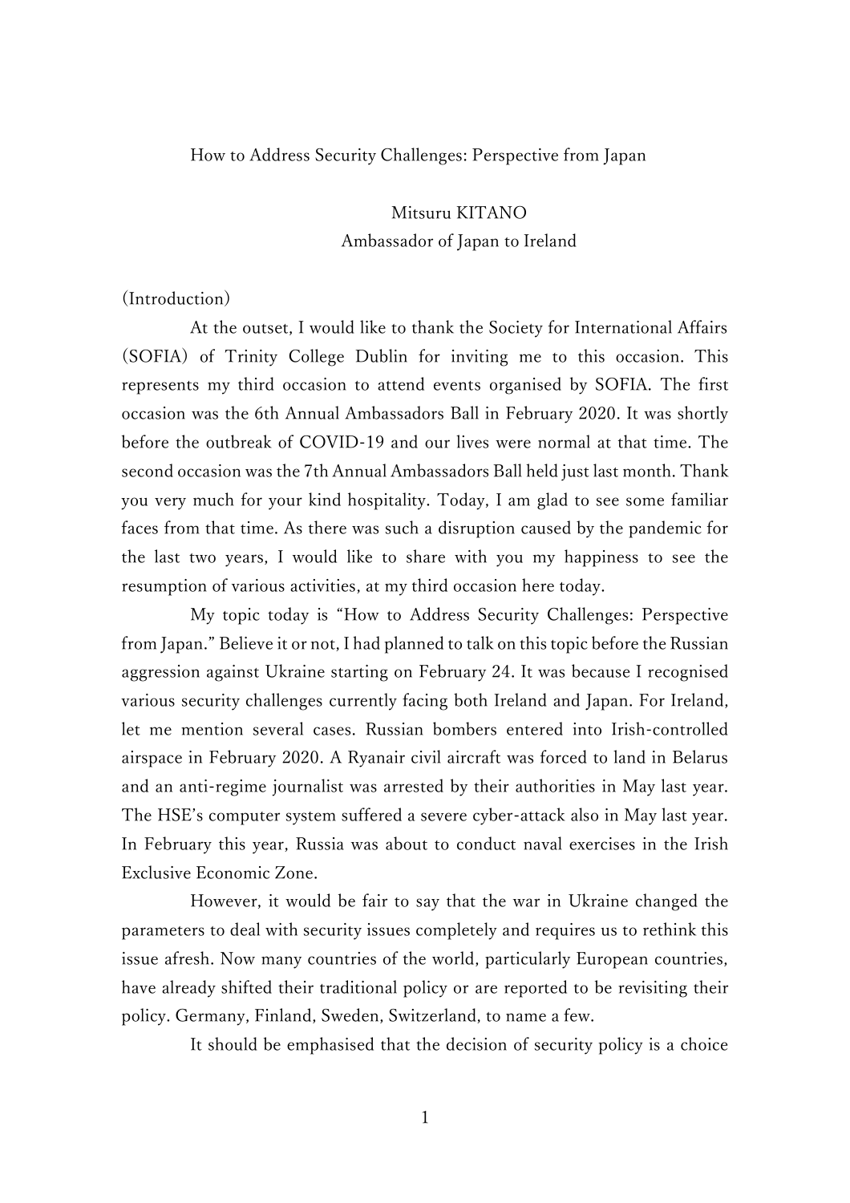# How to Address Security Challenges: Perspective from Japan

Mitsuru KITANO
Ambassador of Japan to Ireland

(Introduction)

At the outset, I would like to thank the Society for International Affairs (SOFIA) of Trinity College Dublin for inviting me to this occasion. This represents my third occasion to attend events organised by SOFIA. The first occasion was the 6th Annual Ambassadors Ball in February 2020. It was shortly before the outbreak of COVID-19 and our lives were normal at that time. The second occasion was the 7th Annual Ambassadors Ball held just last month. Thank you very much for your kind hospitality. Today, I am glad to see some familiar faces from that time. As there was such a disruption caused by the pandemic for the last two years, I would like to share with you my happiness to see the resumption of various activities, at my third occasion here today.

My topic today is "How to Address Security Challenges: Perspective from Japan." Believe it or not, I had planned to talk on this topic before the Russian aggression against Ukraine starting on February 24. It was because I recognised various security challenges currently facing both Ireland and Japan. For Ireland, let me mention several cases. Russian bombers entered into Irish-controlled airspace in February 2020. A Ryanair civil aircraft was forced to land in Belarus and an anti-regime journalist was arrested by their authorities in May last year. The HSE's computer system suffered a severe cyber-attack also in May last year. In February this year, Russia was about to conduct naval exercises in the Irish Exclusive Economic Zone.

However, it would be fair to say that the war in Ukraine changed the parameters to deal with security issues completely and requires us to rethink this issue afresh. Now many countries of the world, particularly European countries, have already shifted their traditional policy or are reported to be revisiting their policy. Germany, Finland, Sweden, Switzerland, to name a few.

It should be emphasised that the decision of security policy is a choice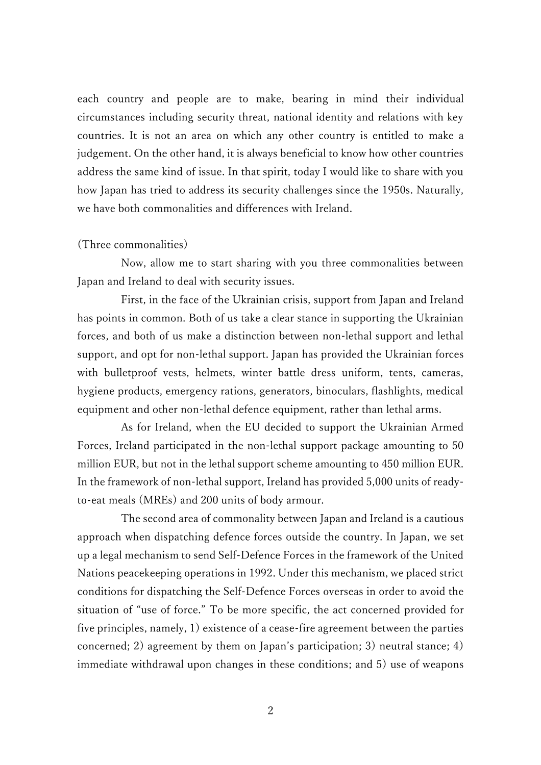each country and people are to make, bearing in mind their individual circumstances including security threat, national identity and relations with key countries. It is not an area on which any other country is entitled to make a judgement. On the other hand, it is always beneficial to know how other countries address the same kind of issue. In that spirit, today I would like to share with you how Japan has tried to address its security challenges since the 1950s. Naturally, we have both commonalities and differences with Ireland.

(Three commonalities)

Now, allow me to start sharing with you three commonalities between Japan and Ireland to deal with security issues.

First, in the face of the Ukrainian crisis, support from Japan and Ireland has points in common. Both of us take a clear stance in supporting the Ukrainian forces, and both of us make a distinction between non-lethal support and lethal support, and opt for non-lethal support. Japan has provided the Ukrainian forces with bulletproof vests, helmets, winter battle dress uniform, tents, cameras, hygiene products, emergency rations, generators, binoculars, flashlights, medical equipment and other non-lethal defence equipment, rather than lethal arms.

As for Ireland, when the EU decided to support the Ukrainian Armed Forces, Ireland participated in the non-lethal support package amounting to 50 million EUR, but not in the lethal support scheme amounting to 450 million EUR. In the framework of non-lethal support, Ireland has provided 5,000 units of ready-to-eat meals (MREs) and 200 units of body armour.

The second area of commonality between Japan and Ireland is a cautious approach when dispatching defence forces outside the country. In Japan, we set up a legal mechanism to send Self-Defence Forces in the framework of the United Nations peacekeeping operations in 1992. Under this mechanism, we placed strict conditions for dispatching the Self-Defence Forces overseas in order to avoid the situation of "use of force." To be more specific, the act concerned provided for five principles, namely, 1) existence of a cease-fire agreement between the parties concerned; 2) agreement by them on Japan's participation; 3) neutral stance; 4) immediate withdrawal upon changes in these conditions; and 5) use of weapons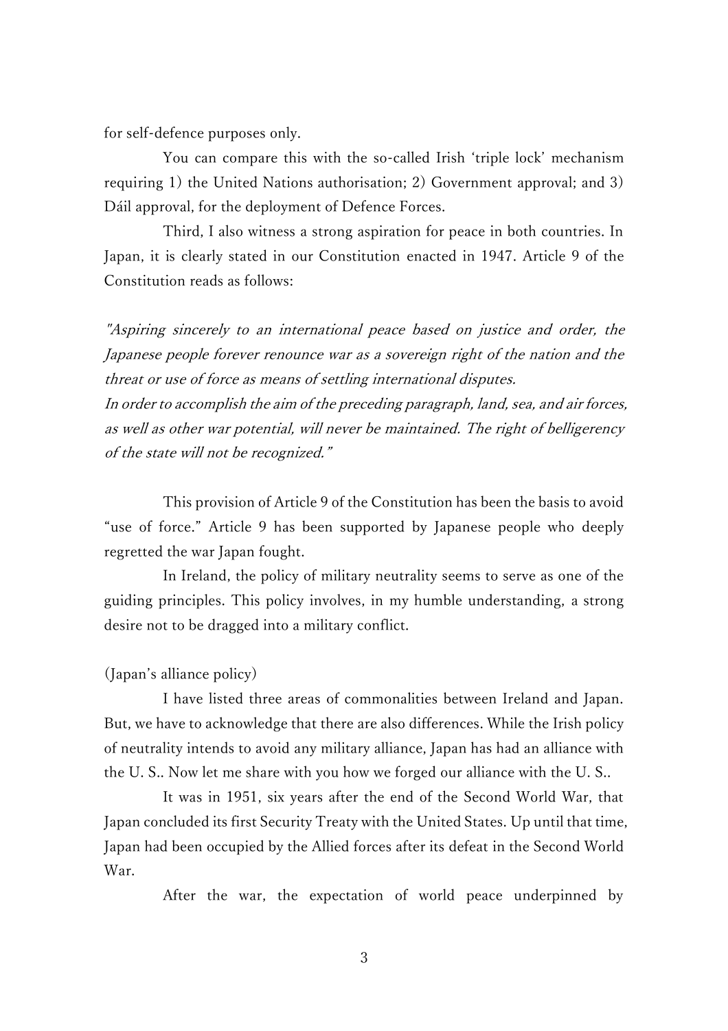for self-defence purposes only.

You can compare this with the so-called Irish 'triple lock' mechanism requiring 1) the United Nations authorisation; 2) Government approval; and 3) Dáil approval, for the deployment of Defence Forces.

Third, I also witness a strong aspiration for peace in both countries. In Japan, it is clearly stated in our Constitution enacted in 1947. Article 9 of the Constitution reads as follows:

*"Aspiring sincerely to an international peace based on justice and order, the Japanese people forever renounce war as a sovereign right of the nation and the threat or use of force as means of settling international disputes.*
*In order to accomplish the aim of the preceding paragraph, land, sea, and air forces, as well as other war potential, will never be maintained. The right of belligerency of the state will not be recognized."*

This provision of Article 9 of the Constitution has been the basis to avoid "use of force." Article 9 has been supported by Japanese people who deeply regretted the war Japan fought.

In Ireland, the policy of military neutrality seems to serve as one of the guiding principles. This policy involves, in my humble understanding, a strong desire not to be dragged into a military conflict.

(Japan's alliance policy)

I have listed three areas of commonalities between Ireland and Japan. But, we have to acknowledge that there are also differences. While the Irish policy of neutrality intends to avoid any military alliance, Japan has had an alliance with the U. S.. Now let me share with you how we forged our alliance with the U. S..

It was in 1951, six years after the end of the Second World War, that Japan concluded its first Security Treaty with the United States. Up until that time, Japan had been occupied by the Allied forces after its defeat in the Second World War.

After the war, the expectation of world peace underpinned by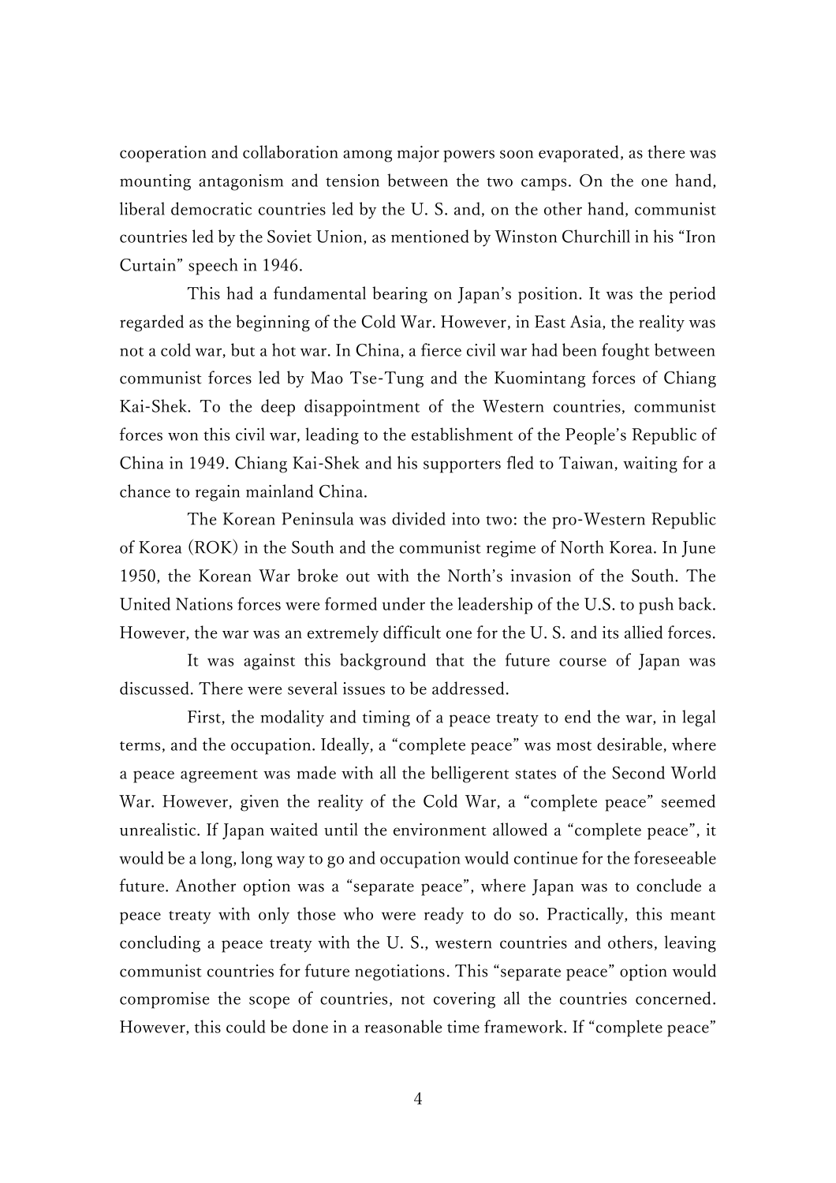cooperation and collaboration among major powers soon evaporated, as there was mounting antagonism and tension between the two camps. On the one hand, liberal democratic countries led by the U. S. and, on the other hand, communist countries led by the Soviet Union, as mentioned by Winston Churchill in his "Iron Curtain" speech in 1946.

This had a fundamental bearing on Japan's position. It was the period regarded as the beginning of the Cold War. However, in East Asia, the reality was not a cold war, but a hot war. In China, a fierce civil war had been fought between communist forces led by Mao Tse-Tung and the Kuomintang forces of Chiang Kai-Shek. To the deep disappointment of the Western countries, communist forces won this civil war, leading to the establishment of the People's Republic of China in 1949. Chiang Kai-Shek and his supporters fled to Taiwan, waiting for a chance to regain mainland China.

The Korean Peninsula was divided into two: the pro-Western Republic of Korea (ROK) in the South and the communist regime of North Korea. In June 1950, the Korean War broke out with the North's invasion of the South. The United Nations forces were formed under the leadership of the U.S. to push back. However, the war was an extremely difficult one for the U. S. and its allied forces.

It was against this background that the future course of Japan was discussed. There were several issues to be addressed.

First, the modality and timing of a peace treaty to end the war, in legal terms, and the occupation. Ideally, a "complete peace" was most desirable, where a peace agreement was made with all the belligerent states of the Second World War. However, given the reality of the Cold War, a "complete peace" seemed unrealistic. If Japan waited until the environment allowed a "complete peace", it would be a long, long way to go and occupation would continue for the foreseeable future. Another option was a "separate peace", where Japan was to conclude a peace treaty with only those who were ready to do so. Practically, this meant concluding a peace treaty with the U. S., western countries and others, leaving communist countries for future negotiations. This "separate peace" option would compromise the scope of countries, not covering all the countries concerned. However, this could be done in a reasonable time framework. If "complete peace"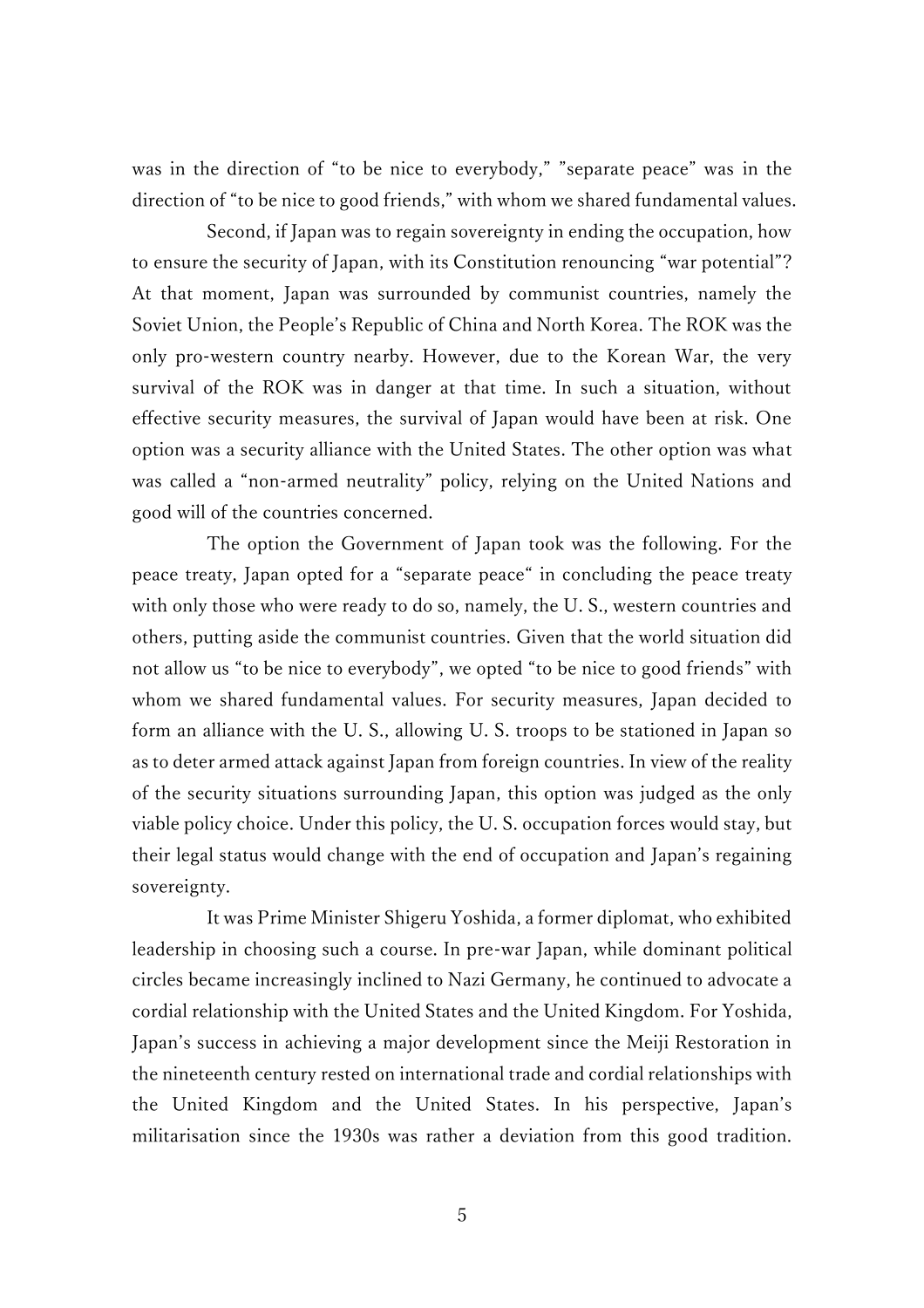was in the direction of "to be nice to everybody," "separate peace" was in the direction of "to be nice to good friends," with whom we shared fundamental values.

Second, if Japan was to regain sovereignty in ending the occupation, how to ensure the security of Japan, with its Constitution renouncing "war potential"? At that moment, Japan was surrounded by communist countries, namely the Soviet Union, the People's Republic of China and North Korea. The ROK was the only pro-western country nearby. However, due to the Korean War, the very survival of the ROK was in danger at that time. In such a situation, without effective security measures, the survival of Japan would have been at risk. One option was a security alliance with the United States. The other option was what was called a "non-armed neutrality" policy, relying on the United Nations and good will of the countries concerned.

The option the Government of Japan took was the following. For the peace treaty, Japan opted for a "separate peace" in concluding the peace treaty with only those who were ready to do so, namely, the U. S., western countries and others, putting aside the communist countries. Given that the world situation did not allow us "to be nice to everybody", we opted "to be nice to good friends" with whom we shared fundamental values. For security measures, Japan decided to form an alliance with the U. S., allowing U. S. troops to be stationed in Japan so as to deter armed attack against Japan from foreign countries. In view of the reality of the security situations surrounding Japan, this option was judged as the only viable policy choice. Under this policy, the U. S. occupation forces would stay, but their legal status would change with the end of occupation and Japan's regaining sovereignty.

It was Prime Minister Shigeru Yoshida, a former diplomat, who exhibited leadership in choosing such a course. In pre-war Japan, while dominant political circles became increasingly inclined to Nazi Germany, he continued to advocate a cordial relationship with the United States and the United Kingdom. For Yoshida, Japan's success in achieving a major development since the Meiji Restoration in the nineteenth century rested on international trade and cordial relationships with the United Kingdom and the United States. In his perspective, Japan's militarisation since the 1930s was rather a deviation from this good tradition.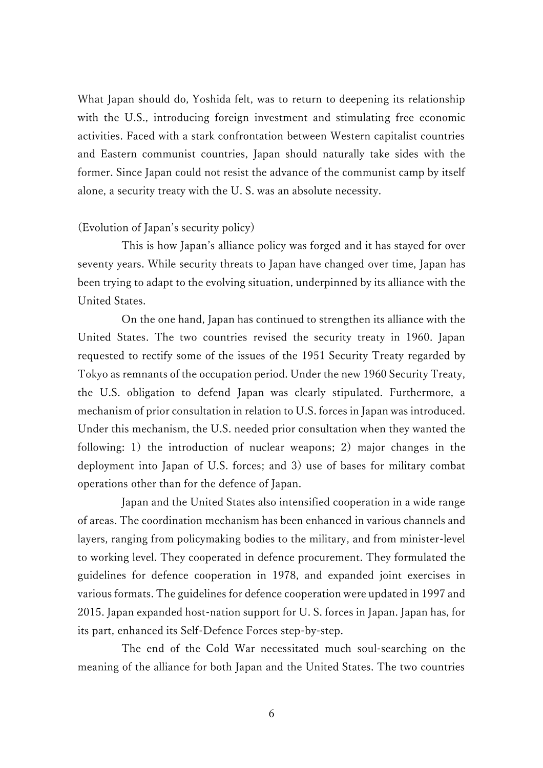What Japan should do, Yoshida felt, was to return to deepening its relationship with the U.S., introducing foreign investment and stimulating free economic activities. Faced with a stark confrontation between Western capitalist countries and Eastern communist countries, Japan should naturally take sides with the former. Since Japan could not resist the advance of the communist camp by itself alone, a security treaty with the U. S. was an absolute necessity.

(Evolution of Japan's security policy)

This is how Japan's alliance policy was forged and it has stayed for over seventy years. While security threats to Japan have changed over time, Japan has been trying to adapt to the evolving situation, underpinned by its alliance with the United States.

On the one hand, Japan has continued to strengthen its alliance with the United States. The two countries revised the security treaty in 1960. Japan requested to rectify some of the issues of the 1951 Security Treaty regarded by Tokyo as remnants of the occupation period. Under the new 1960 Security Treaty, the U.S. obligation to defend Japan was clearly stipulated. Furthermore, a mechanism of prior consultation in relation to U.S. forces in Japan was introduced. Under this mechanism, the U.S. needed prior consultation when they wanted the following: 1) the introduction of nuclear weapons; 2) major changes in the deployment into Japan of U.S. forces; and 3) use of bases for military combat operations other than for the defence of Japan.

Japan and the United States also intensified cooperation in a wide range of areas. The coordination mechanism has been enhanced in various channels and layers, ranging from policymaking bodies to the military, and from minister-level to working level. They cooperated in defence procurement. They formulated the guidelines for defence cooperation in 1978, and expanded joint exercises in various formats. The guidelines for defence cooperation were updated in 1997 and 2015. Japan expanded host-nation support for U. S. forces in Japan. Japan has, for its part, enhanced its Self-Defence Forces step-by-step.

The end of the Cold War necessitated much soul-searching on the meaning of the alliance for both Japan and the United States. The two countries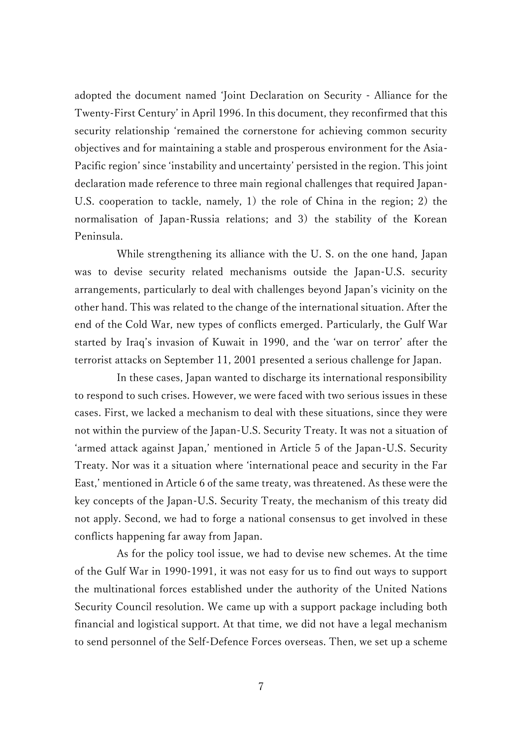adopted the document named 'Joint Declaration on Security - Alliance for the Twenty-First Century' in April 1996. In this document, they reconfirmed that this security relationship 'remained the cornerstone for achieving common security objectives and for maintaining a stable and prosperous environment for the Asia-Pacific region' since 'instability and uncertainty' persisted in the region. This joint declaration made reference to three main regional challenges that required Japan-U.S. cooperation to tackle, namely, 1) the role of China in the region; 2) the normalisation of Japan-Russia relations; and 3) the stability of the Korean Peninsula.

While strengthening its alliance with the U. S. on the one hand, Japan was to devise security related mechanisms outside the Japan-U.S. security arrangements, particularly to deal with challenges beyond Japan's vicinity on the other hand. This was related to the change of the international situation. After the end of the Cold War, new types of conflicts emerged. Particularly, the Gulf War started by Iraq's invasion of Kuwait in 1990, and the 'war on terror' after the terrorist attacks on September 11, 2001 presented a serious challenge for Japan.

In these cases, Japan wanted to discharge its international responsibility to respond to such crises. However, we were faced with two serious issues in these cases. First, we lacked a mechanism to deal with these situations, since they were not within the purview of the Japan-U.S. Security Treaty. It was not a situation of 'armed attack against Japan,' mentioned in Article 5 of the Japan-U.S. Security Treaty. Nor was it a situation where 'international peace and security in the Far East,' mentioned in Article 6 of the same treaty, was threatened. As these were the key concepts of the Japan-U.S. Security Treaty, the mechanism of this treaty did not apply. Second, we had to forge a national consensus to get involved in these conflicts happening far away from Japan.

As for the policy tool issue, we had to devise new schemes. At the time of the Gulf War in 1990-1991, it was not easy for us to find out ways to support the multinational forces established under the authority of the United Nations Security Council resolution. We came up with a support package including both financial and logistical support. At that time, we did not have a legal mechanism to send personnel of the Self-Defence Forces overseas. Then, we set up a scheme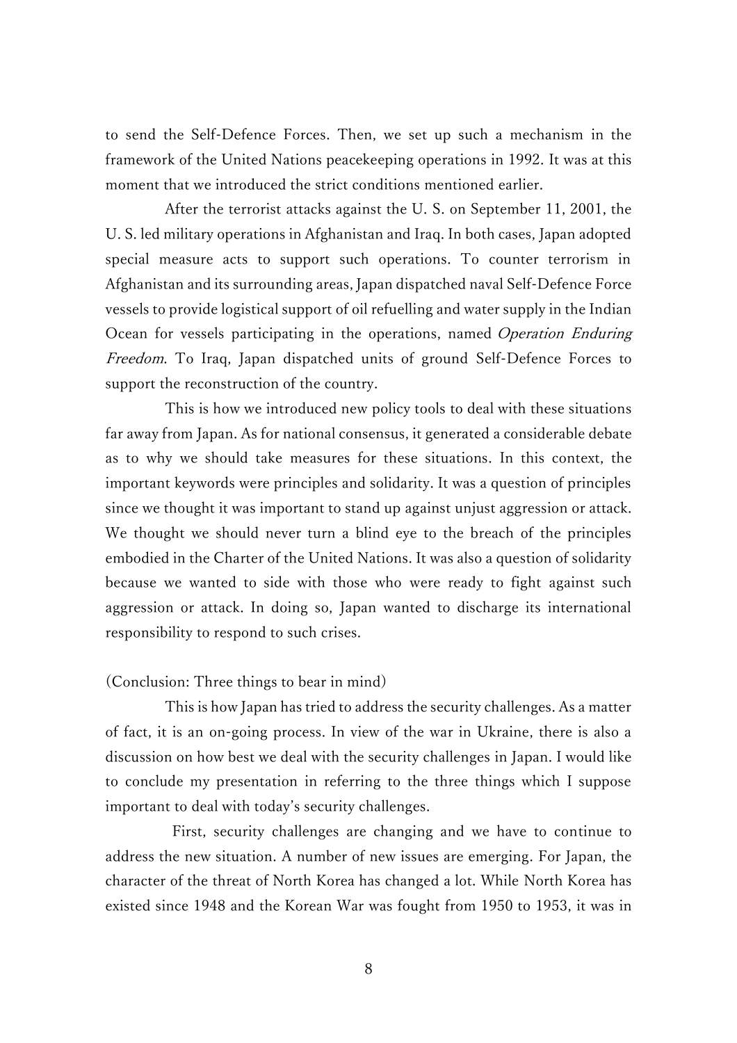to send the Self-Defence Forces. Then, we set up such a mechanism in the framework of the United Nations peacekeeping operations in 1992. It was at this moment that we introduced the strict conditions mentioned earlier.

After the terrorist attacks against the U. S. on September 11, 2001, the U. S. led military operations in Afghanistan and Iraq. In both cases, Japan adopted special measure acts to support such operations. To counter terrorism in Afghanistan and its surrounding areas, Japan dispatched naval Self-Defence Force vessels to provide logistical support of oil refuelling and water supply in the Indian Ocean for vessels participating in the operations, named *Operation Enduring Freedom*. To Iraq, Japan dispatched units of ground Self-Defence Forces to support the reconstruction of the country.

This is how we introduced new policy tools to deal with these situations far away from Japan. As for national consensus, it generated a considerable debate as to why we should take measures for these situations. In this context, the important keywords were principles and solidarity. It was a question of principles since we thought it was important to stand up against unjust aggression or attack. We thought we should never turn a blind eye to the breach of the principles embodied in the Charter of the United Nations. It was also a question of solidarity because we wanted to side with those who were ready to fight against such aggression or attack. In doing so, Japan wanted to discharge its international responsibility to respond to such crises.

(Conclusion: Three things to bear in mind)

This is how Japan has tried to address the security challenges. As a matter of fact, it is an on-going process. In view of the war in Ukraine, there is also a discussion on how best we deal with the security challenges in Japan. I would like to conclude my presentation in referring to the three things which I suppose important to deal with today's security challenges.

First, security challenges are changing and we have to continue to address the new situation. A number of new issues are emerging. For Japan, the character of the threat of North Korea has changed a lot. While North Korea has existed since 1948 and the Korean War was fought from 1950 to 1953, it was in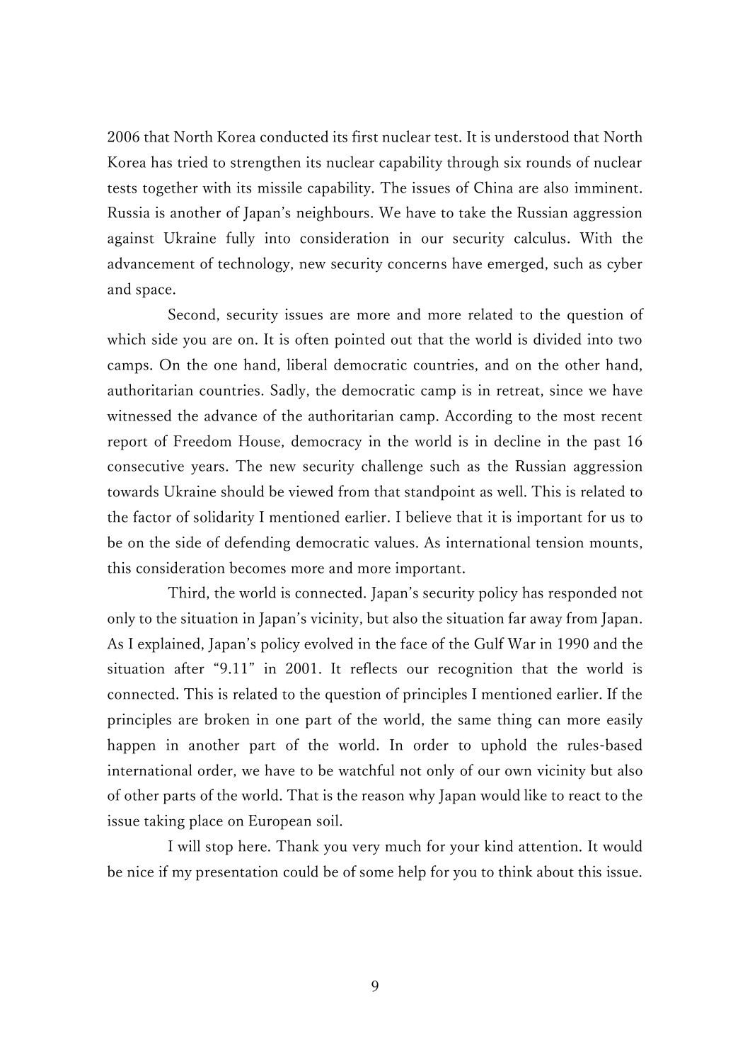2006 that North Korea conducted its first nuclear test. It is understood that North Korea has tried to strengthen its nuclear capability through six rounds of nuclear tests together with its missile capability. The issues of China are also imminent. Russia is another of Japan's neighbours. We have to take the Russian aggression against Ukraine fully into consideration in our security calculus. With the advancement of technology, new security concerns have emerged, such as cyber and space.

Second, security issues are more and more related to the question of which side you are on. It is often pointed out that the world is divided into two camps. On the one hand, liberal democratic countries, and on the other hand, authoritarian countries. Sadly, the democratic camp is in retreat, since we have witnessed the advance of the authoritarian camp. According to the most recent report of Freedom House, democracy in the world is in decline in the past 16 consecutive years. The new security challenge such as the Russian aggression towards Ukraine should be viewed from that standpoint as well. This is related to the factor of solidarity I mentioned earlier. I believe that it is important for us to be on the side of defending democratic values. As international tension mounts, this consideration becomes more and more important.

Third, the world is connected. Japan's security policy has responded not only to the situation in Japan's vicinity, but also the situation far away from Japan. As I explained, Japan's policy evolved in the face of the Gulf War in 1990 and the situation after "9.11" in 2001. It reflects our recognition that the world is connected. This is related to the question of principles I mentioned earlier. If the principles are broken in one part of the world, the same thing can more easily happen in another part of the world. In order to uphold the rules-based international order, we have to be watchful not only of our own vicinity but also of other parts of the world. That is the reason why Japan would like to react to the issue taking place on European soil.

I will stop here. Thank you very much for your kind attention. It would be nice if my presentation could be of some help for you to think about this issue.